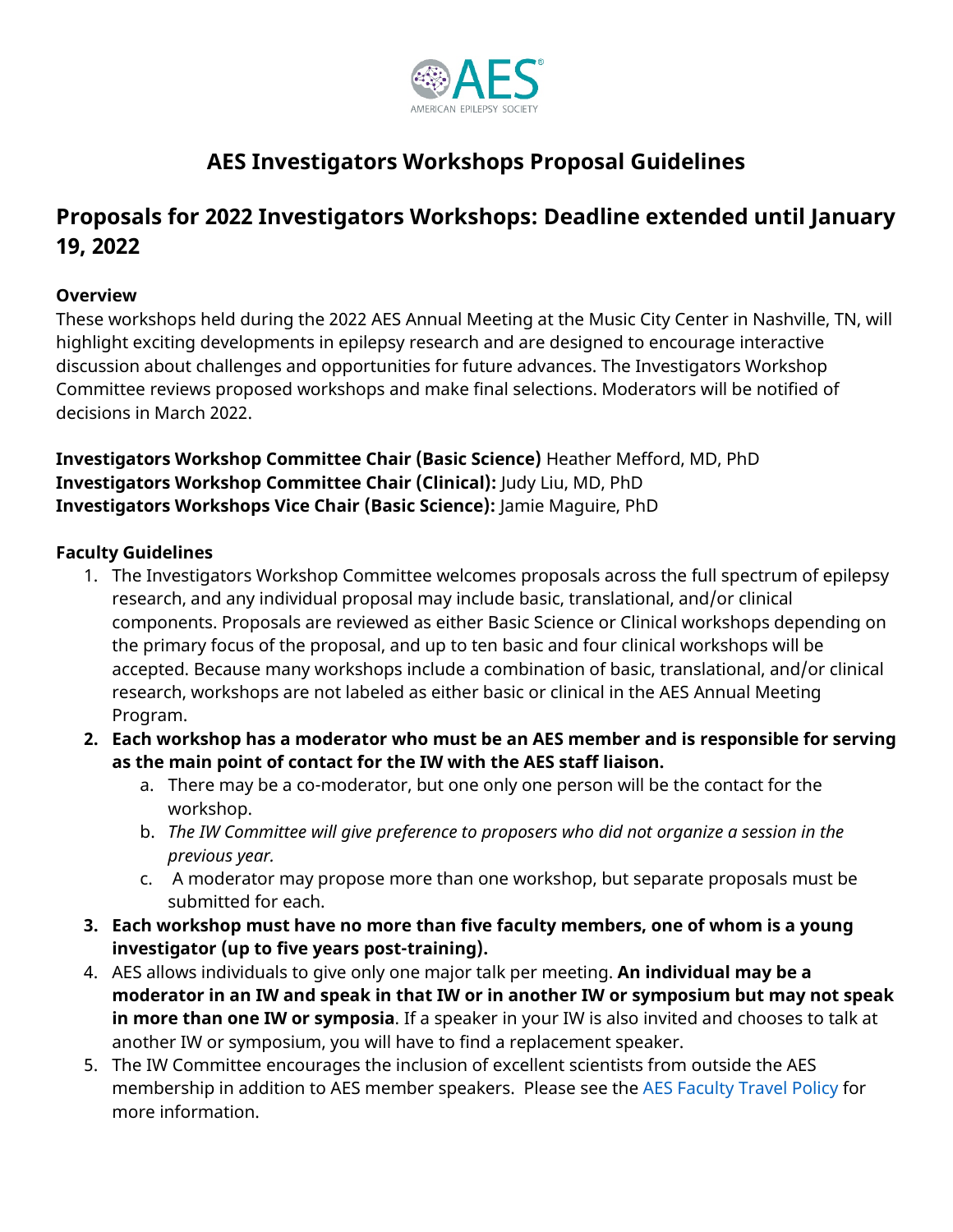# AES Investigators Workshops Proposal Guidelines

## Proposals for 2022 Investigators Workshops: Deadline extended until January 19, 2022

**Overview**

These workshops held during the 2022 AES Annual Meeting at the Music City Center in Nashville, TN, will highlight exciting developments in epilepsy research and are designed to encourage interactive discussion about challenges and opportunities for future advances. The Investigators Workshop Committee reviews proposed workshops and make final selections. Moderators will be notified of decisions in March 2022.

**Investigators Workshop Committee Chair (Basic Science)** Heather Mefford, MD, PhD
**Investigators Workshop Committee Chair (Clinical):** Judy Liu, MD, PhD
**Investigators Workshops Vice Chair (Basic Science):** Jamie Maguire, PhD

**Faculty Guidelines**

1. The Investigators Workshop Committee welcomes proposals across the full spectrum of epilepsy research, and any individual proposal may include basic, translational, and/or clinical components. Proposals are reviewed as either Basic Science or Clinical workshops depending on the primary focus of the proposal, and up to ten basic and four clinical workshops will be accepted. Because many workshops include a combination of basic, translational, and/or clinical research, workshops are not labeled as either basic or clinical in the AES Annual Meeting Program.
2. **Each workshop has a moderator who must be an AES member and is responsible for serving as the main point of contact for the IW with the AES staff liaison.**
   a. There may be a co-moderator, but one only one person will be the contact for the workshop.
   b. *The IW Committee will give preference to proposers who did not organize a session in the previous year.*
   c. A moderator may propose more than one workshop, but separate proposals must be submitted for each.
3. **Each workshop must have no more than five faculty members, one of whom is a young investigator (up to five years post-training).**
4. AES allows individuals to give only one major talk per meeting. **An individual may be a moderator in an IW and speak in that IW or in another IW or symposium but may not speak in more than one IW or symposia**. If a speaker in your IW is also invited and chooses to talk at another IW or symposium, you will have to find a replacement speaker.
5. The IW Committee encourages the inclusion of excellent scientists from outside the AES membership in addition to AES member speakers. Please see the AES Faculty Travel Policy for more information.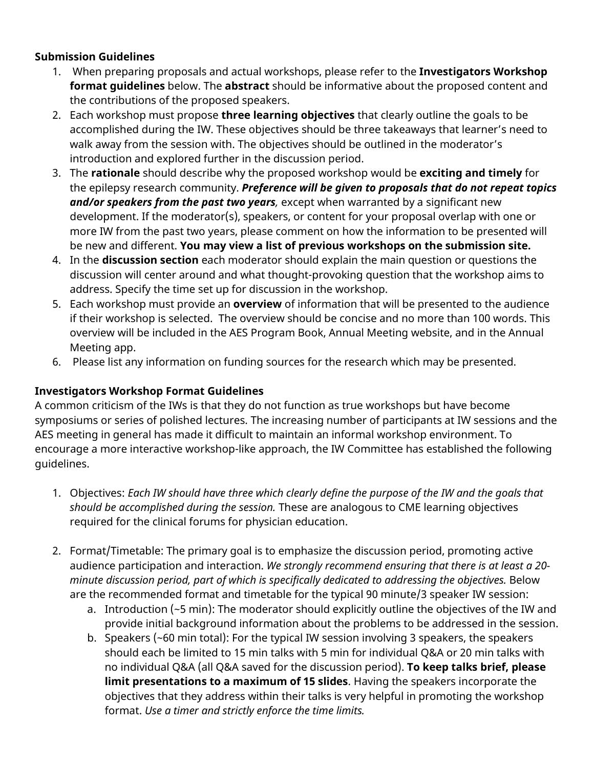**Submission Guidelines**

1. When preparing proposals and actual workshops, please refer to the **Investigators Workshop format guidelines** below. The **abstract** should be informative about the proposed content and the contributions of the proposed speakers.
2. Each workshop must propose **three learning objectives** that clearly outline the goals to be accomplished during the IW. These objectives should be three takeaways that learner's need to walk away from the session with. The objectives should be outlined in the moderator's introduction and explored further in the discussion period.
3. The **rationale** should describe why the proposed workshop would be **exciting and timely** for the epilepsy research community. ***Preference will be given to proposals that do not repeat topics and/or speakers from the past two years****,* except when warranted by a significant new development. If the moderator(s), speakers, or content for your proposal overlap with one or more IW from the past two years, please comment on how the information to be presented will be new and different. **You may view a list of previous workshops on the submission site.**
4. In the **discussion section** each moderator should explain the main question or questions the discussion will center around and what thought-provoking question that the workshop aims to address. Specify the time set up for discussion in the workshop.
5. Each workshop must provide an **overview** of information that will be presented to the audience if their workshop is selected. The overview should be concise and no more than 100 words. This overview will be included in the AES Program Book, Annual Meeting website, and in the Annual Meeting app.
6. Please list any information on funding sources for the research which may be presented.

**Investigators Workshop Format Guidelines**

A common criticism of the IWs is that they do not function as true workshops but have become symposiums or series of polished lectures. The increasing number of participants at IW sessions and the AES meeting in general has made it difficult to maintain an informal workshop environment. To encourage a more interactive workshop-like approach, the IW Committee has established the following guidelines.

1. Objectives: *Each IW should have three which clearly define the purpose of the IW and the goals that should be accomplished during the session.* These are analogous to CME learning objectives required for the clinical forums for physician education.

2. Format/Timetable: The primary goal is to emphasize the discussion period, promoting active audience participation and interaction. *We strongly recommend ensuring that there is at least a 20-minute discussion period, part of which is specifically dedicated to addressing the objectives.* Below are the recommended format and timetable for the typical 90 minute/3 speaker IW session:
   a. Introduction (~5 min): The moderator should explicitly outline the objectives of the IW and provide initial background information about the problems to be addressed in the session.
   b. Speakers (~60 min total): For the typical IW session involving 3 speakers, the speakers should each be limited to 15 min talks with 5 min for individual Q&A or 20 min talks with no individual Q&A (all Q&A saved for the discussion period). **To keep talks brief, please limit presentations to a maximum of 15 slides**. Having the speakers incorporate the objectives that they address within their talks is very helpful in promoting the workshop format. *Use a timer and strictly enforce the time limits.*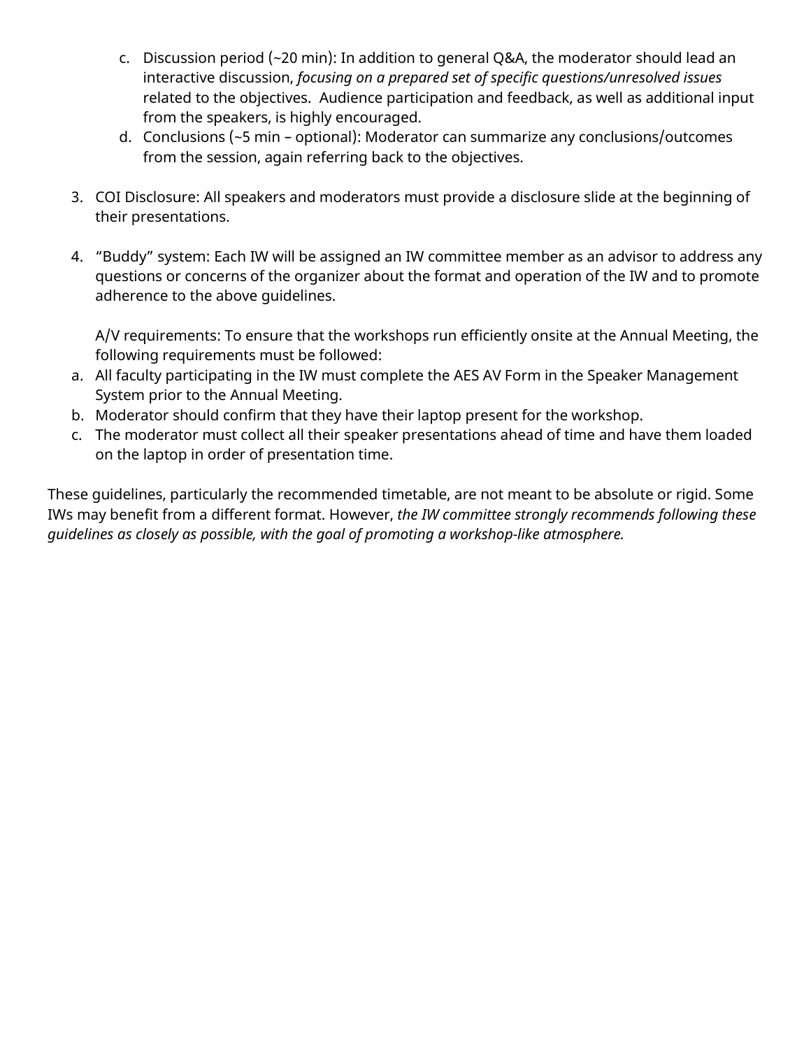c. Discussion period (~20 min): In addition to general Q&A, the moderator should lead an interactive discussion, *focusing on a prepared set of specific questions/unresolved issues* related to the objectives. Audience participation and feedback, as well as additional input from the speakers, is highly encouraged.
d. Conclusions (~5 min – optional): Moderator can summarize any conclusions/outcomes from the session, again referring back to the objectives.

3. COI Disclosure: All speakers and moderators must provide a disclosure slide at the beginning of their presentations.

4. "Buddy" system: Each IW will be assigned an IW committee member as an advisor to address any questions or concerns of the organizer about the format and operation of the IW and to promote adherence to the above guidelines.

   A/V requirements: To ensure that the workshops run efficiently onsite at the Annual Meeting, the following requirements must be followed:

   a. All faculty participating in the IW must complete the AES AV Form in the Speaker Management System prior to the Annual Meeting.
   b. Moderator should confirm that they have their laptop present for the workshop.
   c. The moderator must collect all their speaker presentations ahead of time and have them loaded on the laptop in order of presentation time.

These guidelines, particularly the recommended timetable, are not meant to be absolute or rigid. Some IWs may benefit from a different format. However, *the IW committee strongly recommends following these guidelines as closely as possible, with the goal of promoting a workshop-like atmosphere.*